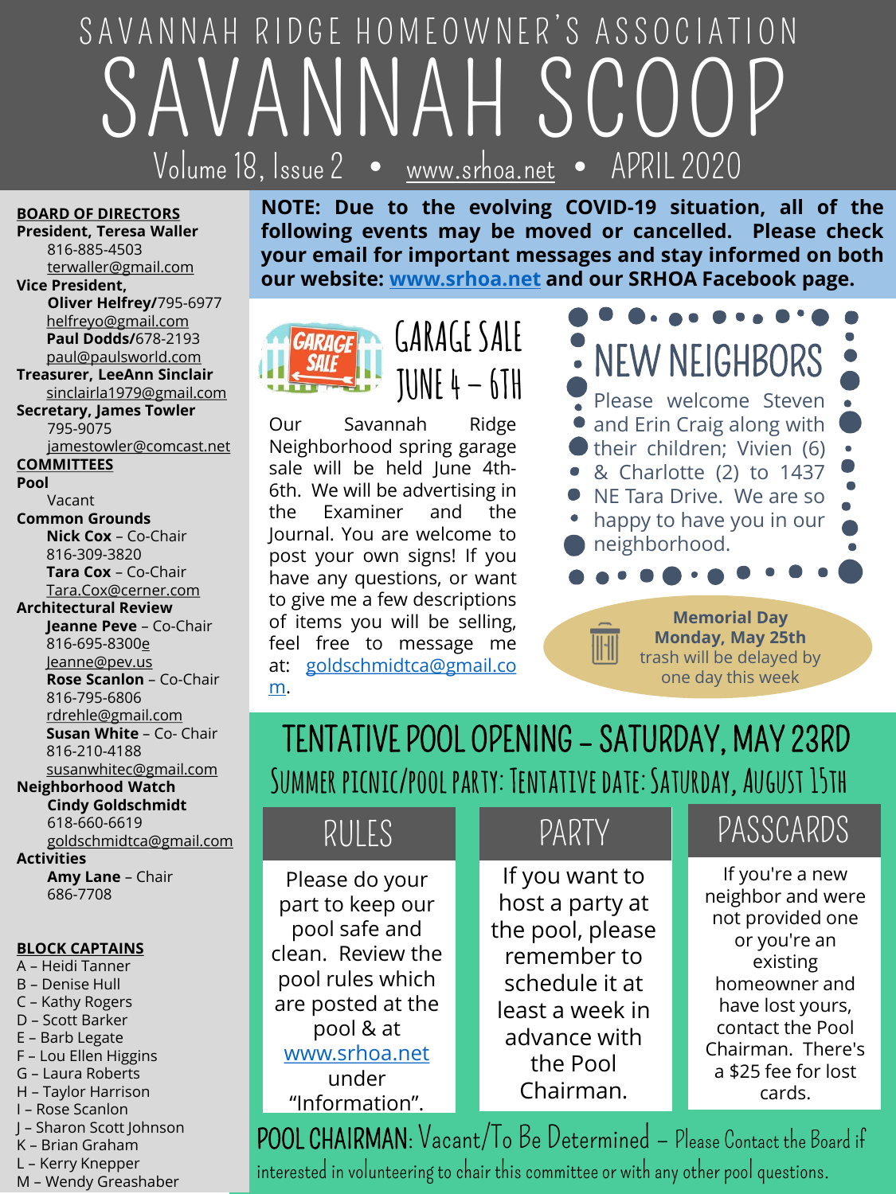# SAVANNAH RIDGE HOMEOWNER'S ASSOCIATION

# SAVANNAH SCOOP

Volume 18, Issue 2 • www.srhoa.net • APRIL 2020

**NOTE: Due to the evolving COVID-19 situation, all of the following events may be moved or cancelled. Please check your email for important messages and stay informed on both our website: www.srhoa.net and our SRHOA Facebook page.**

## GARAGE SALE JUNE 4 – 6TH

Our Savannah Ridge Neighborhood spring garage sale will be held June 4th-6th. We will be advertising in the Examiner and the Journal. You are welcome to post your own signs! If you have any questions, or want to give me a few descriptions of items you will be selling, feel free to message me at: goldschmidtca@gmail.com.

## NEW NEIGHBORS

Please welcome Steven and Erin Craig along with their children; Vivien (6) & Charlotte (2) to 1437 NE Tara Drive. We are so happy to have you in our neighborhood.

**Memorial Day**
**Monday, May 25th**
trash will be delayed by one day this week

## TENTATIVE POOL OPENING – SATURDAY, MAY 23RD

### Summer picnic/pool party: Tentative date: Saturday, August 15th

### RULES

Please do your part to keep our pool safe and clean. Review the pool rules which are posted at the pool & at www.srhoa.net under "Information".

### PARTY

If you want to host a party at the pool, please remember to schedule it at least a week in advance with the Pool Chairman.

### PASSCARDS

If you're a new neighbor and were not provided one or you're an existing homeowner and have lost yours, contact the Pool Chairman. There's a $25 fee for lost cards.

**POOL CHAIRMAN**: Vacant/To Be Determined – Please Contact the Board if interested in volunteering to chair this committee or with any other pool questions.

---

**BOARD OF DIRECTORS**

**President, Teresa Waller**
816-885-4503
terwaller@gmail.com

**Vice President,**
**Oliver Helfrey/**795-6977
helfreyo@gmail.com
**Paul Dodds/**678-2193
paul@paulsworld.com

**Treasurer, LeeAnn Sinclair**
sinclairla1979@gmail.com

**Secretary, James Towler**
795-9075
jamestowler@comcast.net

**COMMITTEES**

**Pool**
Vacant

**Common Grounds**
**Nick Cox** – Co-Chair
816-309-3820
**Tara Cox** – Co-Chair
Tara.Cox@cerner.com

**Architectural Review**
**Jeanne Peve** – Co-Chair
816-695-8300e
Jeanne@pev.us
**Rose Scanlon** – Co-Chair
816-795-6806
rdrehle@gmail.com
**Susan White** – Co- Chair
816-210-4188
susanwhitec@gmail.com

**Neighborhood Watch**
**Cindy Goldschmidt**
618-660-6619
goldschmidtca@gmail.com

**Activities**
**Amy Lane** – Chair
686-7708

**BLOCK CAPTAINS**

A – Heidi Tanner
B – Denise Hull
C – Kathy Rogers
D – Scott Barker
E – Barb Legate
F – Lou Ellen Higgins
G – Laura Roberts
H – Taylor Harrison
I – Rose Scanlon
J – Sharon Scott Johnson
K – Brian Graham
L – Kerry Knepper
M – Wendy Greashaber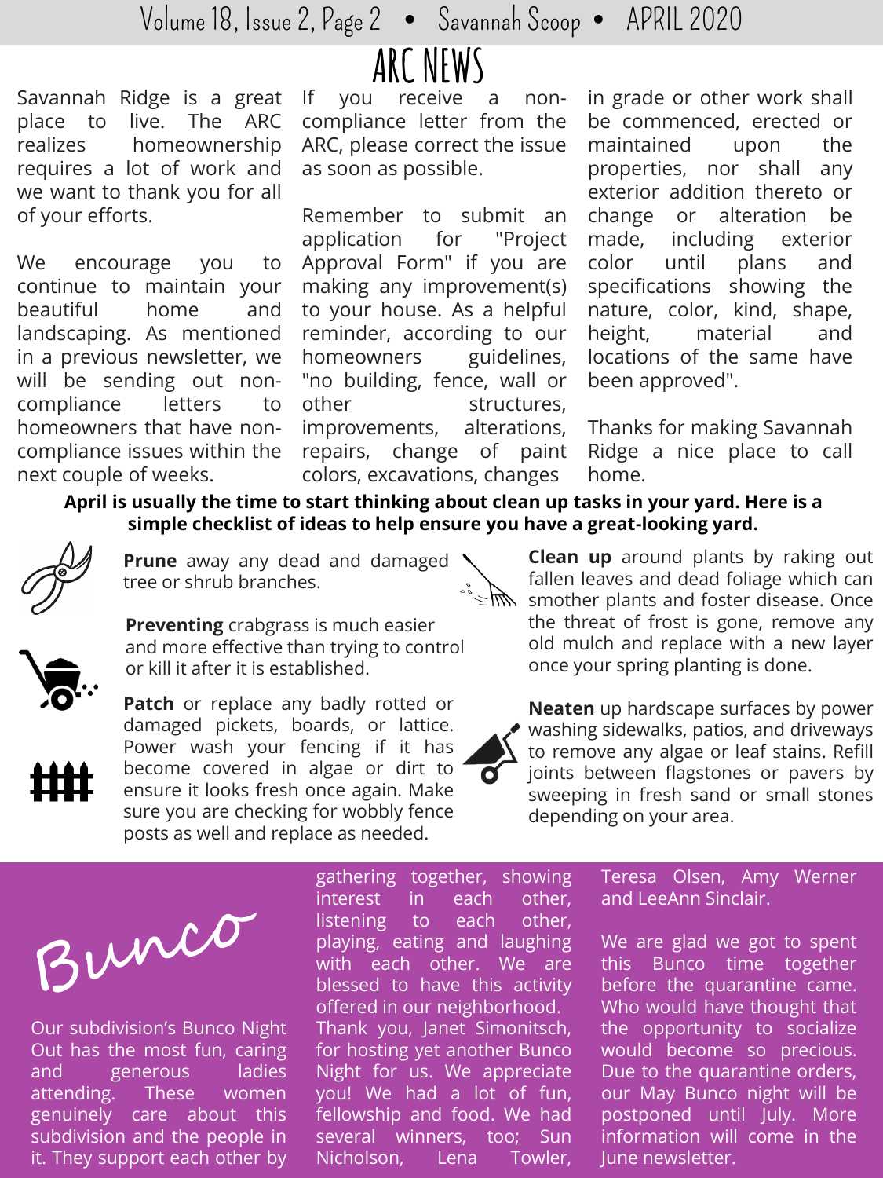# ARC NEWS

Savannah Ridge is a great place to live. The ARC realizes homeownership requires a lot of work and we want to thank you for all of your efforts.

We encourage you to continue to maintain your beautiful home and landscaping. As mentioned in a previous newsletter, we will be sending out non-compliance letters to homeowners that have non-compliance issues within the next couple of weeks.

If you receive a non-compliance letter from the ARC, please correct the issue as soon as possible.

Remember to submit an application for "Project Approval Form" if you are making any improvement(s) to your house. As a helpful reminder, according to our homeowners guidelines, "no building, fence, wall or other structures, improvements, alterations, repairs, change of paint colors, excavations, changes in grade or other work shall be commenced, erected or maintained upon the properties, nor shall any exterior addition thereto or change or alteration be made, including exterior color until plans and specifications showing the nature, color, kind, shape, height, material and locations of the same have been approved".

Thanks for making Savannah Ridge a nice place to call home.

**April is usually the time to start thinking about clean up tasks in your yard. Here is a simple checklist of ideas to help ensure you have a great-looking yard.**

**Prune** away any dead and damaged tree or shrub branches.

**Preventing** crabgrass is much easier and more effective than trying to control or kill it after it is established.

**Patch** or replace any badly rotted or damaged pickets, boards, or lattice. Power wash your fencing if it has become covered in algae or dirt to ensure it looks fresh once again. Make sure you are checking for wobbly fence posts as well and replace as needed.

**Clean up** around plants by raking out fallen leaves and dead foliage which can smother plants and foster disease. Once the threat of frost is gone, remove any old mulch and replace with a new layer once your spring planting is done.

**Neaten** up hardscape surfaces by power washing sidewalks, patios, and driveways to remove any algae or leaf stains. Refill joints between flagstones or pavers by sweeping in fresh sand or small stones depending on your area.

# Bunco

Our subdivision's Bunco Night Out has the most fun, caring and generous ladies attending. These women genuinely care about this subdivision and the people in it. They support each other by gathering together, showing interest in each other, listening to each other, playing, eating and laughing with each other. We are blessed to have this activity offered in our neighborhood. Thank you, Janet Simonitsch, for hosting yet another Bunco Night for us. We appreciate you! We had a lot of fun, fellowship and food. We had several winners, too; Sun Nicholson, Lena Towler, Teresa Olsen, Amy Werner and LeeAnn Sinclair.

We are glad we got to spent this Bunco time together before the quarantine came. Who would have thought that the opportunity to socialize would become so precious. Due to the quarantine orders, our May Bunco night will be postponed until July. More information will come in the June newsletter.